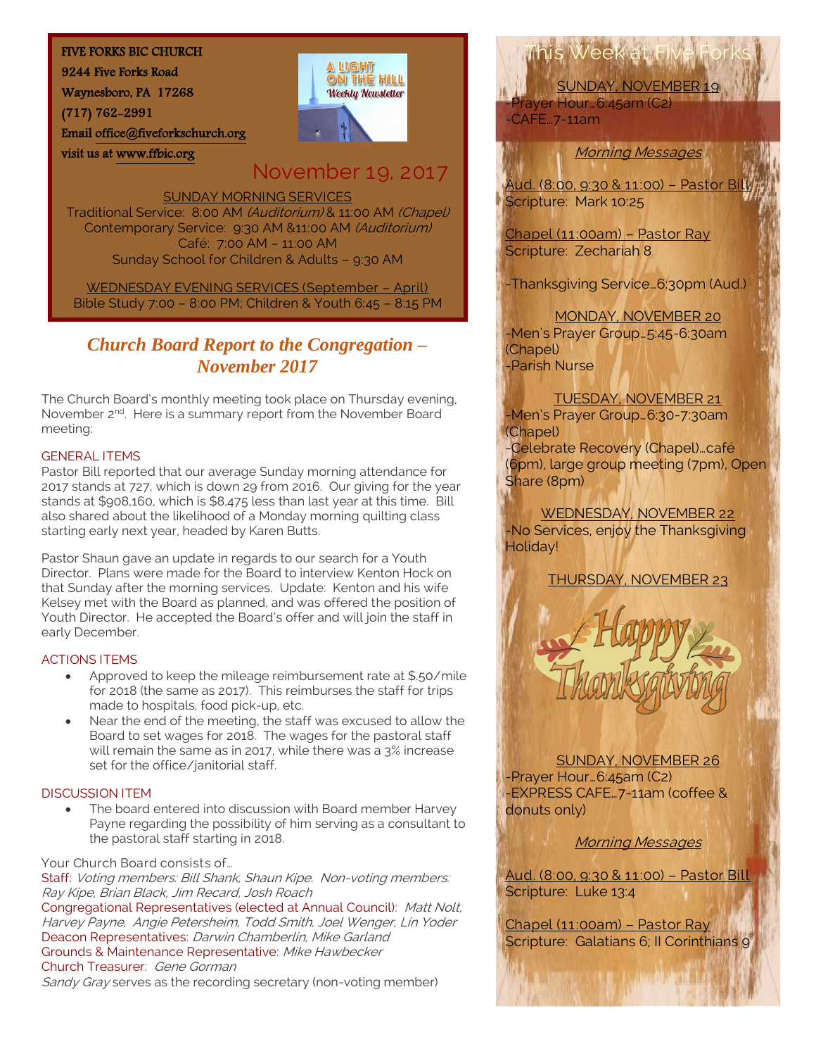FIVE FORKS BIC CHURCH
9244 Five Forks Road
Waynesboro, PA 17268
(717) 762-2991
Email office@fiveforkschurch.org
visit us at www.ffbic.org

A LIGHT ON THE HILL
Weekly Newsletter

November 19, 2017

SUNDAY MORNING SERVICES
Traditional Service: 8:00 AM *(Auditorium)* & 11:00 AM *(Chapel)*
Contemporary Service: 9:30 AM &11:00 AM *(Auditorium)*
Café: 7:00 AM – 11:00 AM
Sunday School for Children & Adults – 9:30 AM

WEDNESDAY EVENING SERVICES (September – April)
Bible Study 7:00 – 8:00 PM; Children & Youth 6:45 – 8:15 PM

## *Church Board Report to the Congregation – November 2017*

The Church Board's monthly meeting took place on Thursday evening, November 2nd. Here is a summary report from the November Board meeting:

### GENERAL ITEMS

Pastor Bill reported that our average Sunday morning attendance for 2017 stands at 727, which is down 29 from 2016. Our giving for the year stands at $908,160, which is $8,475 less than last year at this time. Bill also shared about the likelihood of a Monday morning quilting class starting early next year, headed by Karen Butts.

Pastor Shaun gave an update in regards to our search for a Youth Director. Plans were made for the Board to interview Kenton Hock on that Sunday after the morning services. Update: Kenton and his wife Kelsey met with the Board as planned, and was offered the position of Youth Director. He accepted the Board's offer and will join the staff in early December.

### ACTIONS ITEMS

- Approved to keep the mileage reimbursement rate at $.50/mile for 2018 (the same as 2017). This reimburses the staff for trips made to hospitals, food pick-up, etc.
- Near the end of the meeting, the staff was excused to allow the Board to set wages for 2018. The wages for the pastoral staff will remain the same as in 2017, while there was a 3% increase set for the office/janitorial staff.

### DISCUSSION ITEM

- The board entered into discussion with Board member Harvey Payne regarding the possibility of him serving as a consultant to the pastoral staff starting in 2018.

Your Church Board consists of…
Staff: *Voting members: Bill Shank, Shaun Kipe. Non-voting members: Ray Kipe, Brian Black, Jim Recard, Josh Roach*
Congregational Representatives (elected at Annual Council): *Matt Nolt, Harvey Payne, Angie Petersheim, Todd Smith, Joel Wenger, Lin Yoder*
Deacon Representatives: *Darwin Chamberlin, Mike Garland*
Grounds & Maintenance Representative: *Mike Hawbecker*
Church Treasurer: *Gene Gorman*
*Sandy Gray* serves as the recording secretary (non-voting member)

## This Week at Five Forks

SUNDAY, NOVEMBER 19
-Prayer Hour…6:45am (C2)
-CAFE…7-11am

*Morning Messages*

Aud. (8:00, 9:30 & 11:00) – Pastor Bill
Scripture: Mark 10:25

Chapel (11:00am) – Pastor Ray
Scripture: Zechariah 8

-Thanksgiving Service…6:30pm (Aud.)

MONDAY, NOVEMBER 20
-Men's Prayer Group…5:45-6:30am (Chapel)
-Parish Nurse

TUESDAY, NOVEMBER 21
-Men's Prayer Group…6:30-7:30am (Chapel)
-Celebrate Recovery (Chapel)…café (6pm), large group meeting (7pm), Open Share (8pm)

WEDNESDAY, NOVEMBER 22
-No Services, enjoy the Thanksgiving Holiday!

THURSDAY, NOVEMBER 23

Happy Thanksgiving

SUNDAY, NOVEMBER 26
-Prayer Hour…6:45am (C2)
-EXPRESS CAFE…7-11am (coffee & donuts only)

*Morning Messages*

Aud. (8:00, 9:30 & 11:00) – Pastor Bill
Scripture: Luke 13:4

Chapel (11:00am) – Pastor Ray
Scripture: Galatians 6; II Corinthians 9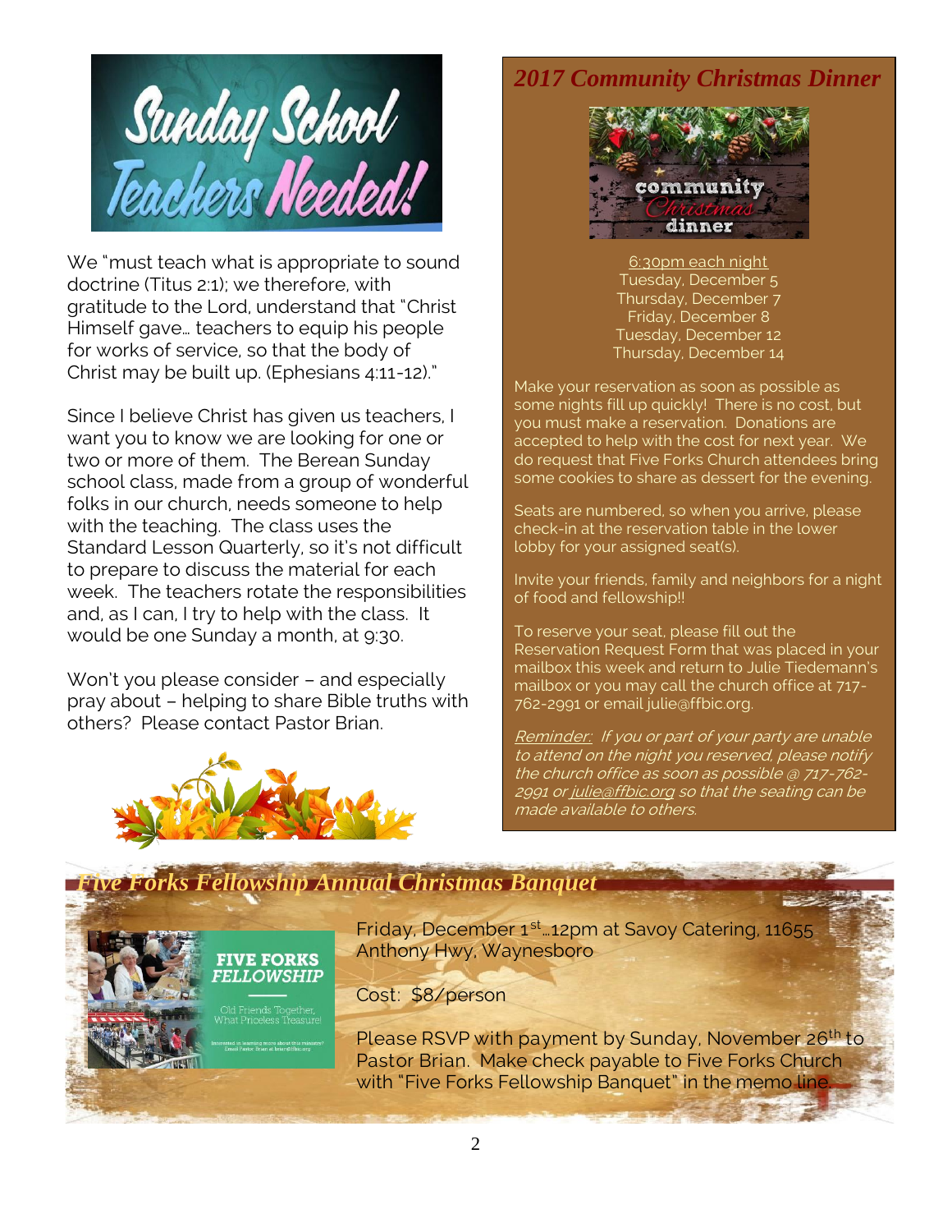# Sunday School Teachers Needed!

We "must teach what is appropriate to sound doctrine (Titus 2:1); we therefore, with gratitude to the Lord, understand that "Christ Himself gave… teachers to equip his people for works of service, so that the body of Christ may be built up. (Ephesians 4:11-12)."

Since I believe Christ has given us teachers, I want you to know we are looking for one or two or more of them. The Berean Sunday school class, made from a group of wonderful folks in our church, needs someone to help with the teaching. The class uses the Standard Lesson Quarterly, so it's not difficult to prepare to discuss the material for each week. The teachers rotate the responsibilities and, as I can, I try to help with the class. It would be one Sunday a month, at 9:30.

Won't you please consider – and especially pray about – helping to share Bible truths with others? Please contact Pastor Brian.

## *2017 Community Christmas Dinner*

6:30pm each night
Tuesday, December 5
Thursday, December 7
Friday, December 8
Tuesday, December 12
Thursday, December 14

Make your reservation as soon as possible as some nights fill up quickly! There is no cost, but you must make a reservation. Donations are accepted to help with the cost for next year. We do request that Five Forks Church attendees bring some cookies to share as dessert for the evening.

Seats are numbered, so when you arrive, please check-in at the reservation table in the lower lobby for your assigned seat(s).

Invite your friends, family and neighbors for a night of food and fellowship!!

To reserve your seat, please fill out the Reservation Request Form that was placed in your mailbox this week and return to Julie Tiedemann's mailbox or you may call the church office at 717-762-2991 or email julie@ffbic.org.

*Reminder: If you or part of your party are unable to attend on the night you reserved, please notify the church office as soon as possible @ 717-762-2991 or julie@ffbic.org so that the seating can be made available to others.*

## *Five Forks Fellowship Annual Christmas Banquet*

**FIVE FORKS FELLOWSHIP**

Old Friends Together, What Priceless Treasure!

Friday, December 1st…12pm at Savoy Catering, 11655 Anthony Hwy, Waynesboro

Cost: $8/person

Please RSVP with payment by Sunday, November 26th to Pastor Brian. Make check payable to Five Forks Church with "Five Forks Fellowship Banquet" in the memo line.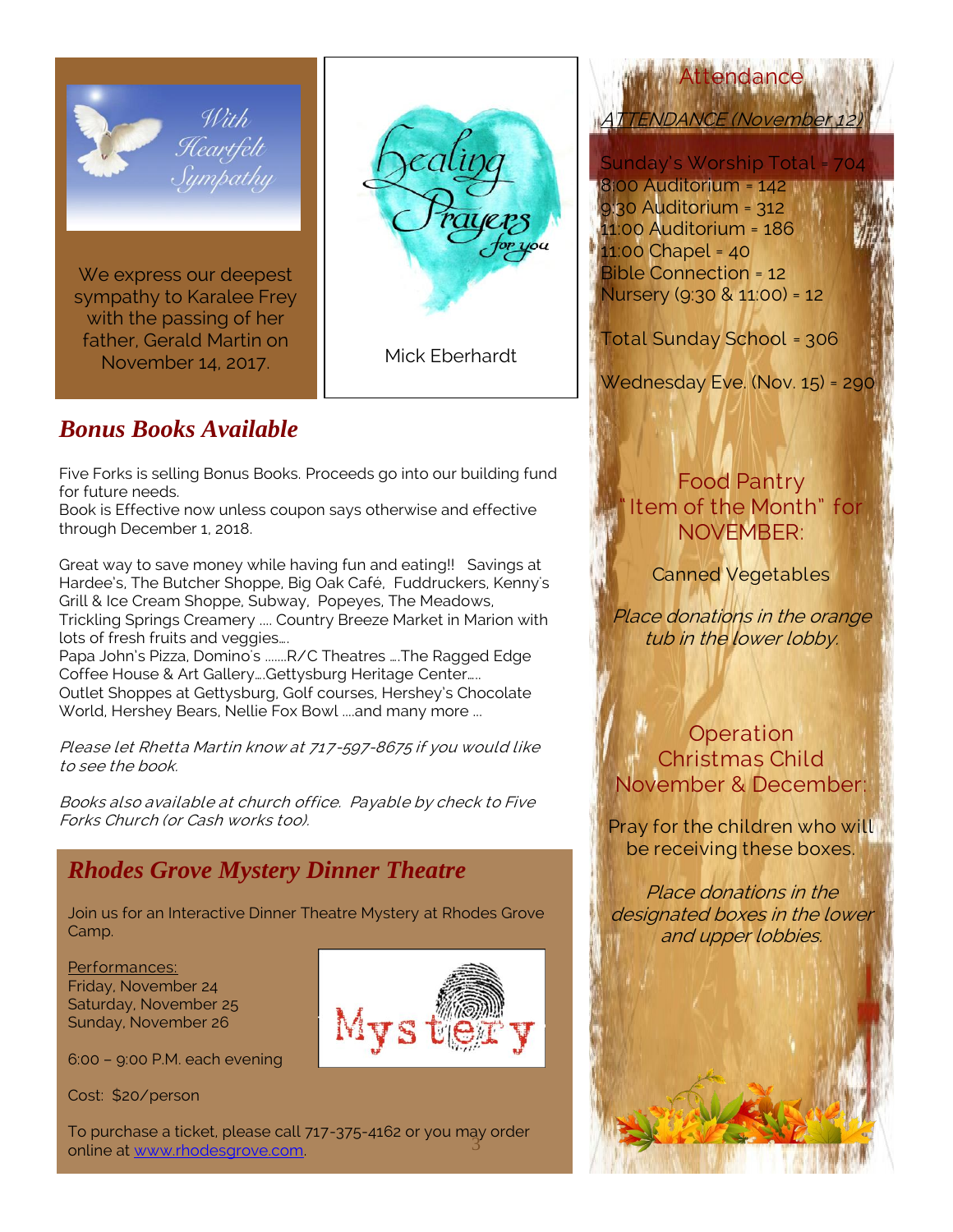With Heartfelt Sympathy

We express our deepest sympathy to Karalee Frey with the passing of her father, Gerald Martin on November 14, 2017.

Healing Prayers for you

Mick Eberhardt

## Bonus Books Available

Five Forks is selling Bonus Books. Proceeds go into our building fund for future needs.
Book is Effective now unless coupon says otherwise and effective through December 1, 2018.

Great way to save money while having fun and eating!! Savings at Hardee's, The Butcher Shoppe, Big Oak Café, Fuddruckers, Kenny's Grill & Ice Cream Shoppe, Subway, Popeyes, The Meadows, Trickling Springs Creamery .... Country Breeze Market in Marion with lots of fresh fruits and veggies....
Papa John's Pizza, Domino's .......R/C Theatres ....The Ragged Edge Coffee House & Art Gallery....Gettysburg Heritage Center.....
Outlet Shoppes at Gettysburg, Golf courses, Hershey's Chocolate World, Hershey Bears, Nellie Fox Bowl ....and many more ...

*Please let Rhetta Martin know at 717-597-8675 if you would like to see the book.*

*Books also available at church office. Payable by check to Five Forks Church (or Cash works too).*

## Rhodes Grove Mystery Dinner Theatre

Join us for an Interactive Dinner Theatre Mystery at Rhodes Grove Camp.

Performances:
Friday, November 24
Saturday, November 25
Sunday, November 26

6:00 – 9:00 P.M. each evening

Cost: $20/person

To purchase a ticket, please call 717-375-4162 or you may order online at www.rhodesgrove.com.

## Attendance

*ATTENDANCE (November 12)*

Sunday's Worship Total = 704
8:00 Auditorium = 142
9:30 Auditorium = 312
11:00 Auditorium = 186
11:00 Chapel = 40
Bible Connection = 12
Nursery (9:30 & 11:00) = 12

Total Sunday School = 306

Wednesday Eve. (Nov. 15) = 290

## Food Pantry "Item of the Month" for NOVEMBER:

Canned Vegetables

*Place donations in the orange tub in the lower lobby.*

## Operation Christmas Child November & December:

Pray for the children who will be receiving these boxes.

*Place donations in the designated boxes in the lower and upper lobbies.*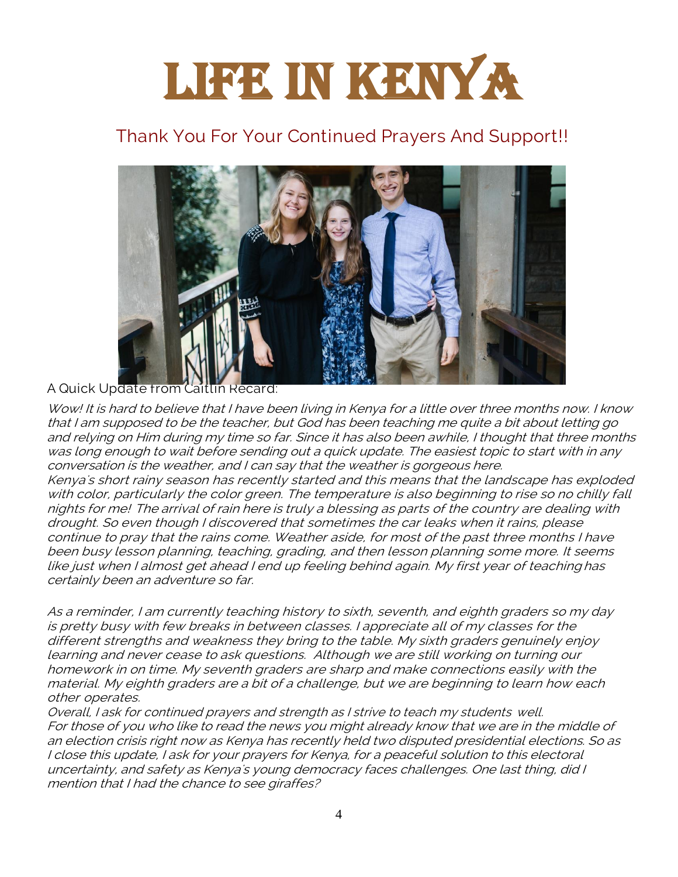# LIFE IN KENYA

## Thank You For Your Continued Prayers And Support!!

A Quick Update from Caitlin Recard:

*Wow! It is hard to believe that I have been living in Kenya for a little over three months now. I know that I am supposed to be the teacher, but God has been teaching me quite a bit about letting go and relying on Him during my time so far. Since it has also been awhile, I thought that three months was long enough to wait before sending out a quick update. The easiest topic to start with in any conversation is the weather, and I can say that the weather is gorgeous here.*

*Kenya's short rainy season has recently started and this means that the landscape has exploded with color, particularly the color green. The temperature is also beginning to rise so no chilly fall nights for me! The arrival of rain here is truly a blessing as parts of the country are dealing with drought. So even though I discovered that sometimes the car leaks when it rains, please continue to pray that the rains come. Weather aside, for most of the past three months I have been busy lesson planning, teaching, grading, and then lesson planning some more. It seems like just when I almost get ahead I end up feeling behind again. My first year of teaching has certainly been an adventure so far.*

*As a reminder, I am currently teaching history to sixth, seventh, and eighth graders so my day is pretty busy with few breaks in between classes. I appreciate all of my classes for the different strengths and weakness they bring to the table. My sixth graders genuinely enjoy learning and never cease to ask questions. Although we are still working on turning our homework in on time. My seventh graders are sharp and make connections easily with the material. My eighth graders are a bit of a challenge, but we are beginning to learn how each other operates.*

*Overall, I ask for continued prayers and strength as I strive to teach my students well.*

*For those of you who like to read the news you might already know that we are in the middle of an election crisis right now as Kenya has recently held two disputed presidential elections. So as I close this update, I ask for your prayers for Kenya, for a peaceful solution to this electoral uncertainty, and safety as Kenya's young democracy faces challenges. One last thing, did I mention that I had the chance to see giraffes?*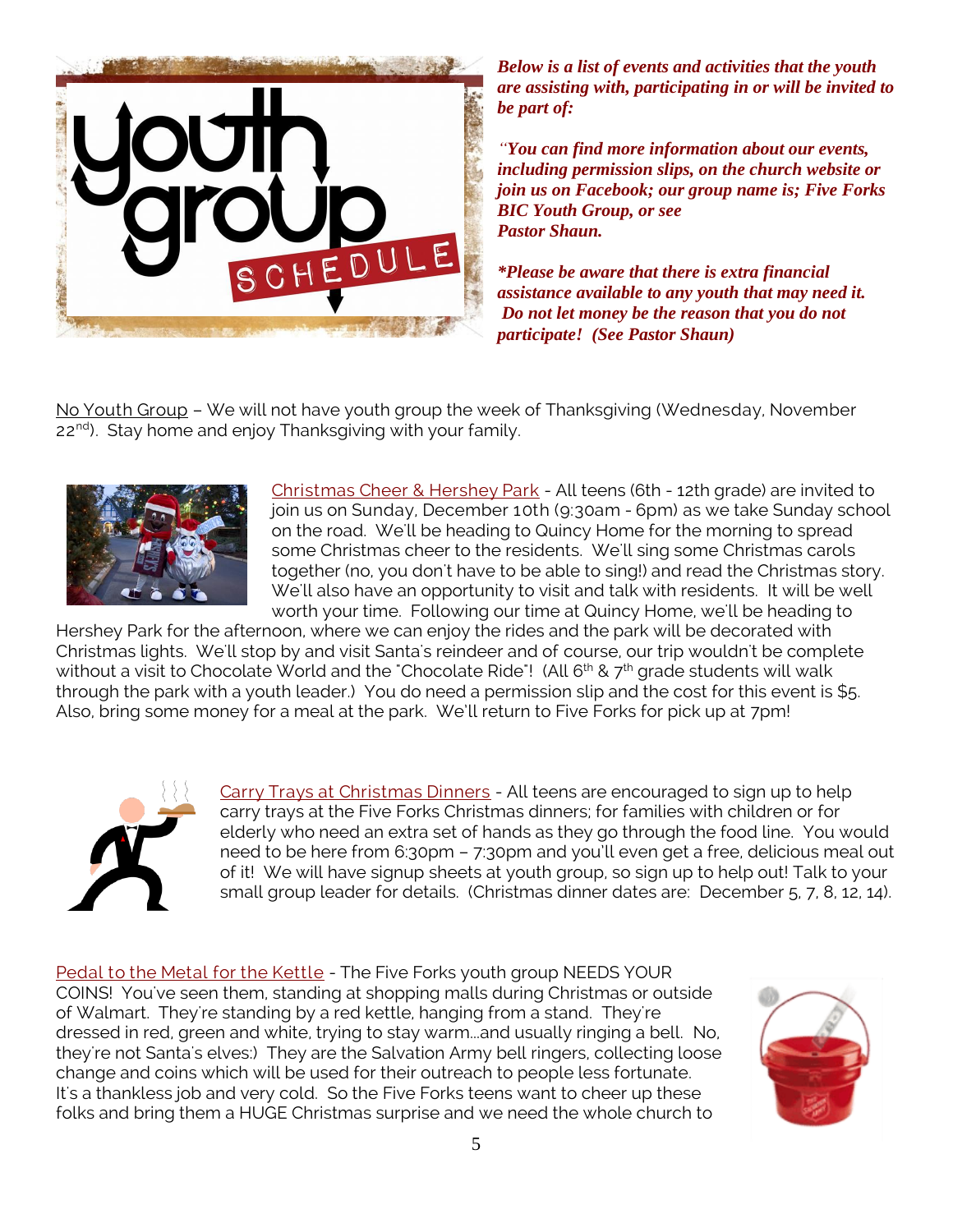*Below is a list of events and activities that the youth are assisting with, participating in or will be invited to be part of:*

*"You can find more information about our events, including permission slips, on the church website or join us on Facebook; our group name is; Five Forks BIC Youth Group, or see Pastor Shaun.*

***Please be aware that there is extra financial assistance available to any youth that may need it. Do not let money be the reason that you do not participate! (See Pastor Shaun)***

No Youth Group – We will not have youth group the week of Thanksgiving (Wednesday, November 22nd). Stay home and enjoy Thanksgiving with your family.

Christmas Cheer & Hershey Park - All teens (6th - 12th grade) are invited to join us on Sunday, December 10th (9:30am - 6pm) as we take Sunday school on the road. We'll be heading to Quincy Home for the morning to spread some Christmas cheer to the residents. We'll sing some Christmas carols together (no, you don't have to be able to sing!) and read the Christmas story. We'll also have an opportunity to visit and talk with residents. It will be well worth your time. Following our time at Quincy Home, we'll be heading to Hershey Park for the afternoon, where we can enjoy the rides and the park will be decorated with Christmas lights. We'll stop by and visit Santa's reindeer and of course, our trip wouldn't be complete without a visit to Chocolate World and the "Chocolate Ride"! (All 6th & 7th grade students will walk through the park with a youth leader.) You do need a permission slip and the cost for this event is $5. Also, bring some money for a meal at the park. We'll return to Five Forks for pick up at 7pm!

Carry Trays at Christmas Dinners - All teens are encouraged to sign up to help carry trays at the Five Forks Christmas dinners; for families with children or for elderly who need an extra set of hands as they go through the food line. You would need to be here from 6:30pm – 7:30pm and you'll even get a free, delicious meal out of it! We will have signup sheets at youth group, so sign up to help out! Talk to your small group leader for details. (Christmas dinner dates are: December 5, 7, 8, 12, 14).

Pedal to the Metal for the Kettle - The Five Forks youth group NEEDS YOUR COINS! You've seen them, standing at shopping malls during Christmas or outside of Walmart. They're standing by a red kettle, hanging from a stand. They're dressed in red, green and white, trying to stay warm...and usually ringing a bell. No, they're not Santa's elves:) They are the Salvation Army bell ringers, collecting loose change and coins which will be used for their outreach to people less fortunate. It's a thankless job and very cold. So the Five Forks teens want to cheer up these folks and bring them a HUGE Christmas surprise and we need the whole church to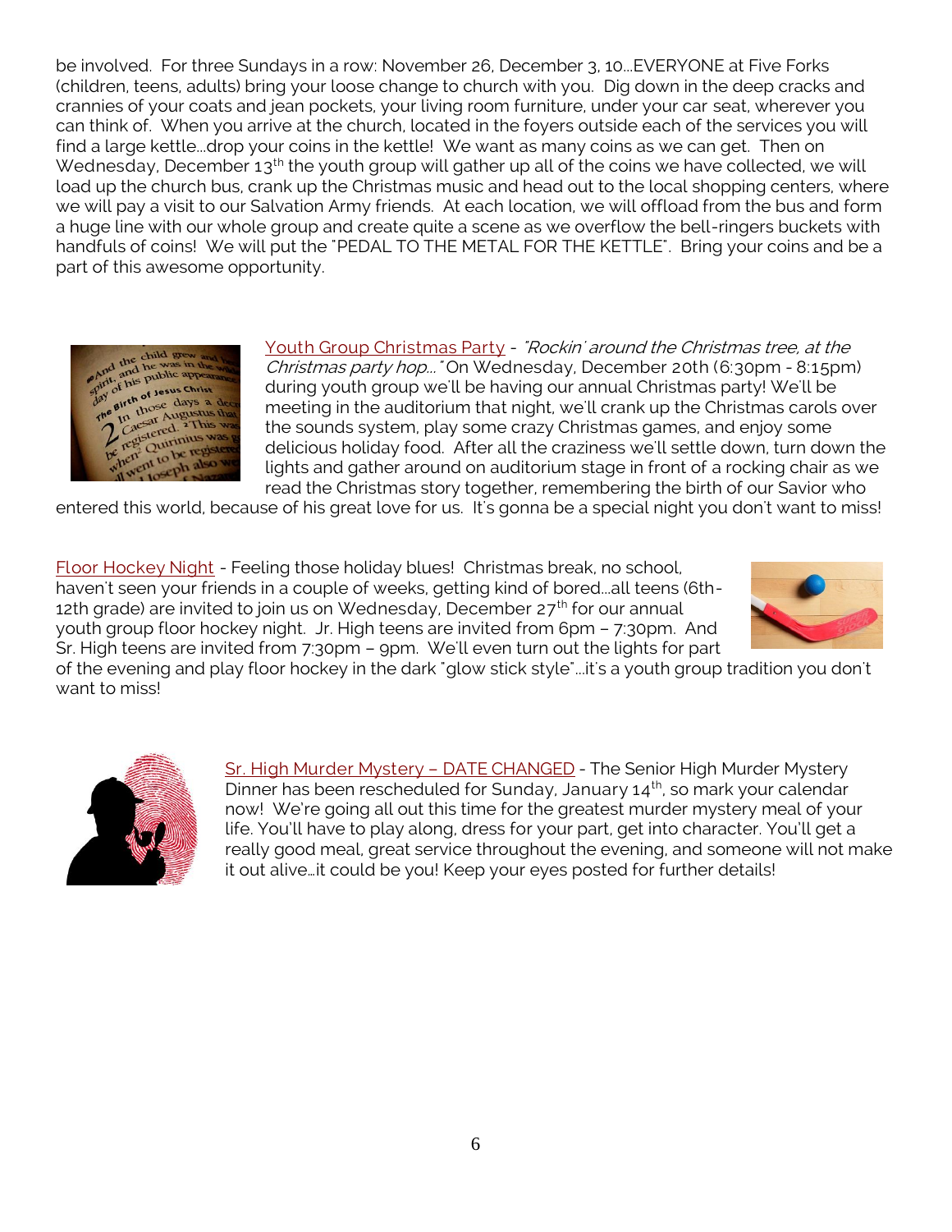be involved. For three Sundays in a row: November 26, December 3, 10...EVERYONE at Five Forks (children, teens, adults) bring your loose change to church with you. Dig down in the deep cracks and crannies of your coats and jean pockets, your living room furniture, under your car seat, wherever you can think of. When you arrive at the church, located in the foyers outside each of the services you will find a large kettle...drop your coins in the kettle! We want as many coins as we can get. Then on Wednesday, December 13th the youth group will gather up all of the coins we have collected, we will load up the church bus, crank up the Christmas music and head out to the local shopping centers, where we will pay a visit to our Salvation Army friends. At each location, we will offload from the bus and form a huge line with our whole group and create quite a scene as we overflow the bell-ringers buckets with handfuls of coins! We will put the "PEDAL TO THE METAL FOR THE KETTLE". Bring your coins and be a part of this awesome opportunity.

Youth Group Christmas Party - *"Rockin' around the Christmas tree, at the Christmas party hop..."* On Wednesday, December 20th (6:30pm - 8:15pm) during youth group we'll be having our annual Christmas party! We'll be meeting in the auditorium that night, we'll crank up the Christmas carols over the sounds system, play some crazy Christmas games, and enjoy some delicious holiday food. After all the craziness we'll settle down, turn down the lights and gather around on auditorium stage in front of a rocking chair as we read the Christmas story together, remembering the birth of our Savior who entered this world, because of his great love for us. It's gonna be a special night you don't want to miss!

Floor Hockey Night - Feeling those holiday blues! Christmas break, no school, haven't seen your friends in a couple of weeks, getting kind of bored...all teens (6th-12th grade) are invited to join us on Wednesday, December 27th for our annual youth group floor hockey night. Jr. High teens are invited from 6pm – 7:30pm. And Sr. High teens are invited from 7:30pm – 9pm. We'll even turn out the lights for part of the evening and play floor hockey in the dark "glow stick style"...it's a youth group tradition you don't want to miss!

Sr. High Murder Mystery – DATE CHANGED - The Senior High Murder Mystery Dinner has been rescheduled for Sunday, January 14th, so mark your calendar now! We're going all out this time for the greatest murder mystery meal of your life. You'll have to play along, dress for your part, get into character. You'll get a really good meal, great service throughout the evening, and someone will not make it out alive...it could be you! Keep your eyes posted for further details!